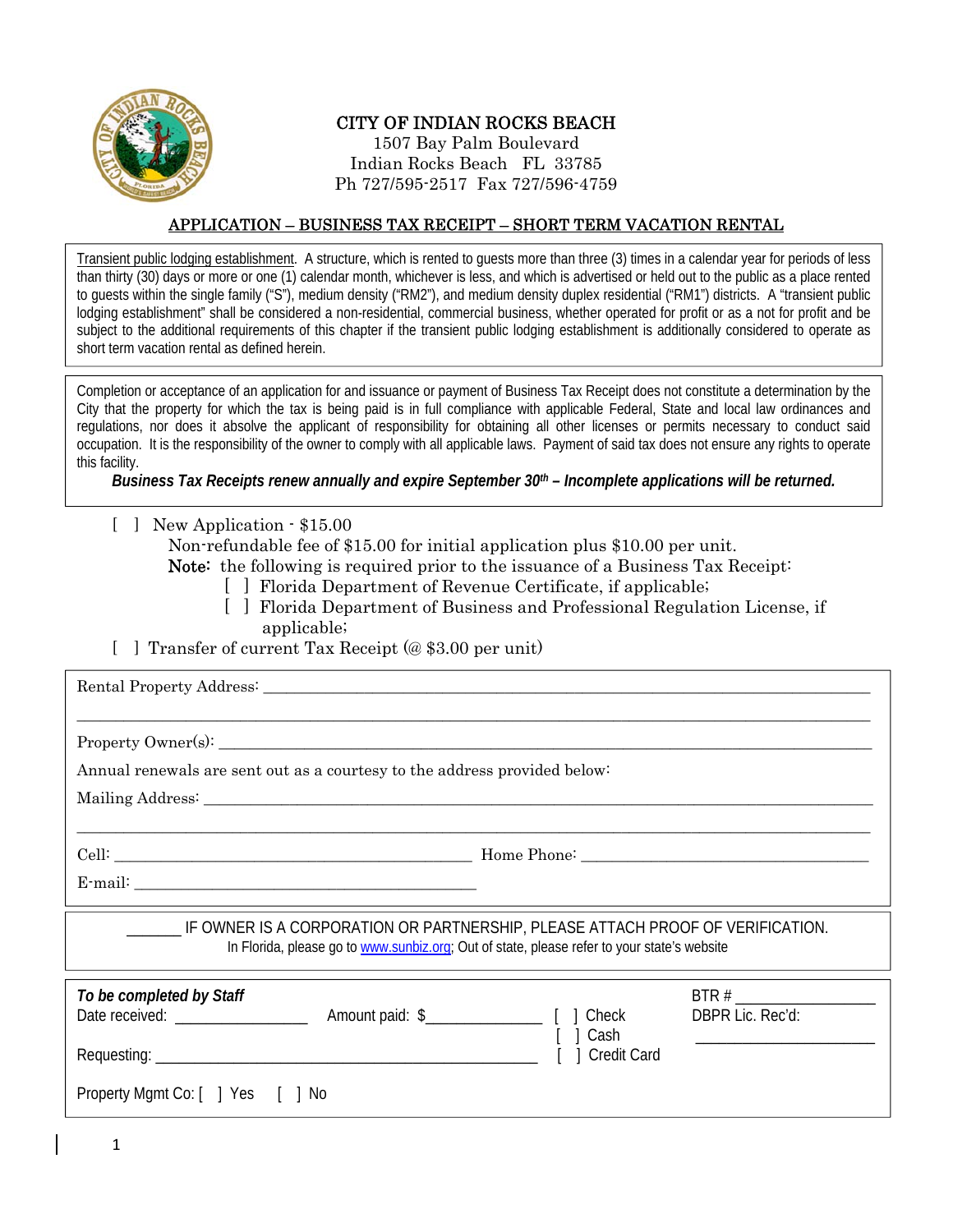# CITY OF INDIAN ROCKS BEACH

1507 Bay Palm Boulevard
Indian Rocks Beach FL 33785
Ph 727/595-2517 Fax 727/596-4759

## APPLICATION – BUSINESS TAX RECEIPT – SHORT TERM VACATION RENTAL

Transient public lodging establishment. A structure, which is rented to guests more than three (3) times in a calendar year for periods of less than thirty (30) days or more or one (1) calendar month, whichever is less, and which is advertised or held out to the public as a place rented to guests within the single family ("S"), medium density ("RM2"), and medium density duplex residential ("RM1") districts. A "transient public lodging establishment" shall be considered a non-residential, commercial business, whether operated for profit or as a not for profit and be subject to the additional requirements of this chapter if the transient public lodging establishment is additionally considered to operate as short term vacation rental as defined herein.

Completion or acceptance of an application for and issuance or payment of Business Tax Receipt does not constitute a determination by the City that the property for which the tax is being paid is in full compliance with applicable Federal, State and local law ordinances and regulations, nor does it absolve the applicant of responsibility for obtaining all other licenses or permits necessary to conduct said occupation. It is the responsibility of the owner to comply with all applicable laws. Payment of said tax does not ensure any rights to operate this facility.

***Business Tax Receipts renew annually and expire September 30th – Incomplete applications will be returned.***

[ ] New Application - $15.00
Non-refundable fee of $15.00 for initial application plus $10.00 per unit.
**Note:** the following is required prior to the issuance of a Business Tax Receipt:
  [ ] Florida Department of Revenue Certificate, if applicable;
  [ ] Florida Department of Business and Professional Regulation License, if applicable;

[ ] Transfer of current Tax Receipt (@ $3.00 per unit)

Rental Property Address: ____________________________________________
____________________________________________

Property Owner(s): ____________________________________________

Annual renewals are sent out as a courtesy to the address provided below:

Mailing Address: ____________________________________________
____________________________________________

Cell: ______________________ Home Phone: ______________________

E-mail: ______________________

______ IF OWNER IS A CORPORATION OR PARTNERSHIP, PLEASE ATTACH PROOF OF VERIFICATION.
In Florida, please go to www.sunbiz.org; Out of state, please refer to your state's website

***To be completed by Staff***

Date received: ____________ Amount paid: $____________ [ ] Check [ ] Cash [ ] Credit Card BTR # ____________

Requesting: ______________________ DBPR Lic. Rec'd: ____________

Property Mgmt Co: [ ] Yes [ ] No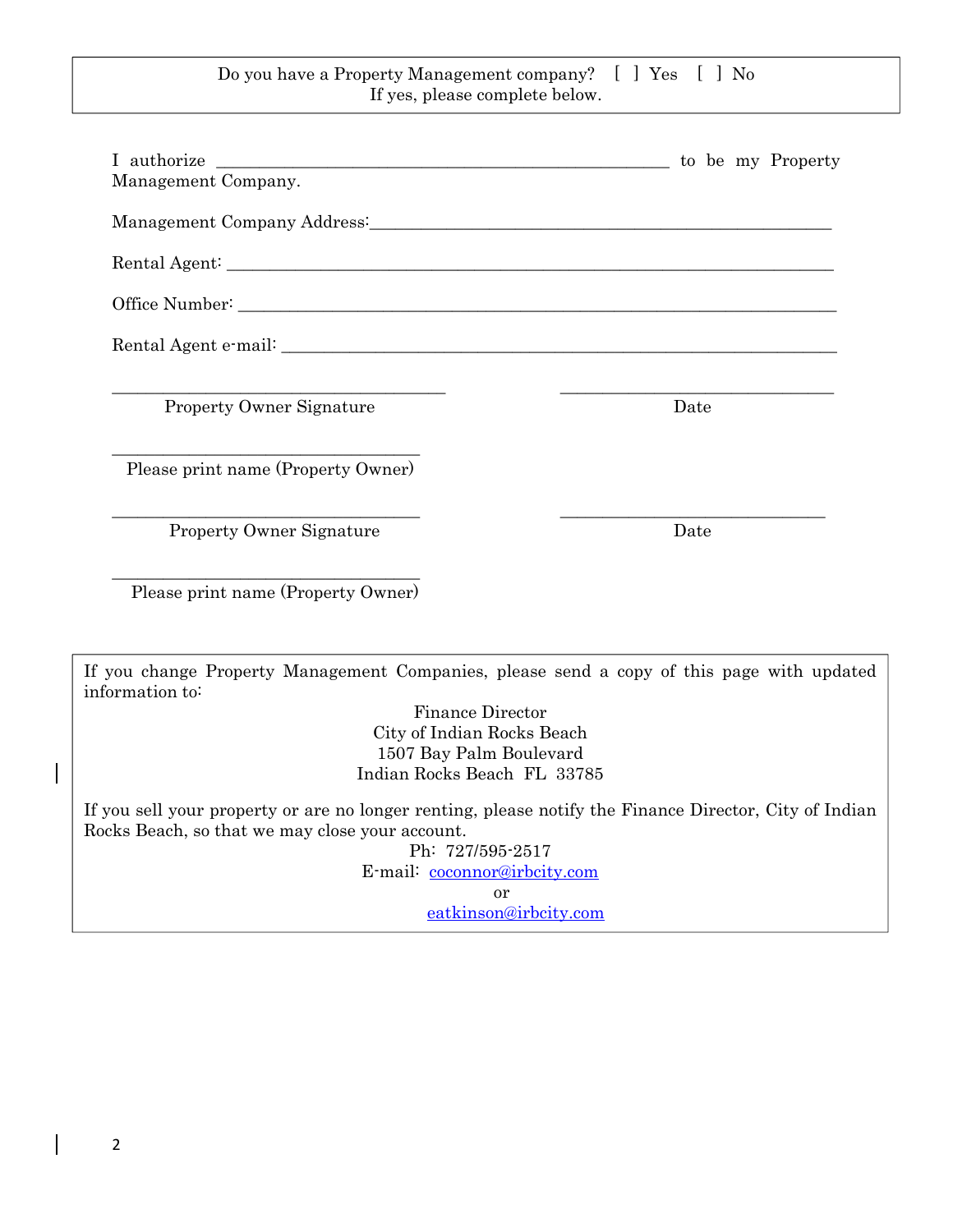Do you have a Property Management company? [ ] Yes [ ] No
If yes, please complete below.

I authorize ______________________________________________ to be my Property Management Company.

Management Company Address:______________________________________________

Rental Agent: ______________________________________________

Office Number: ______________________________________________

Rental Agent e-mail: ______________________________________________

______________________________ Property Owner Signature

______________________________ Date

______________________________ Please print name (Property Owner)

______________________________ Property Owner Signature

______________________________ Date

______________________________ Please print name (Property Owner)

If you change Property Management Companies, please send a copy of this page with updated information to:

Finance Director
City of Indian Rocks Beach
1507 Bay Palm Boulevard
Indian Rocks Beach FL 33785

If you sell your property or are no longer renting, please notify the Finance Director, City of Indian Rocks Beach, so that we may close your account.

Ph: 727/595-2517
E-mail: coconnor@irbcity.com
or
eatkinson@irbcity.com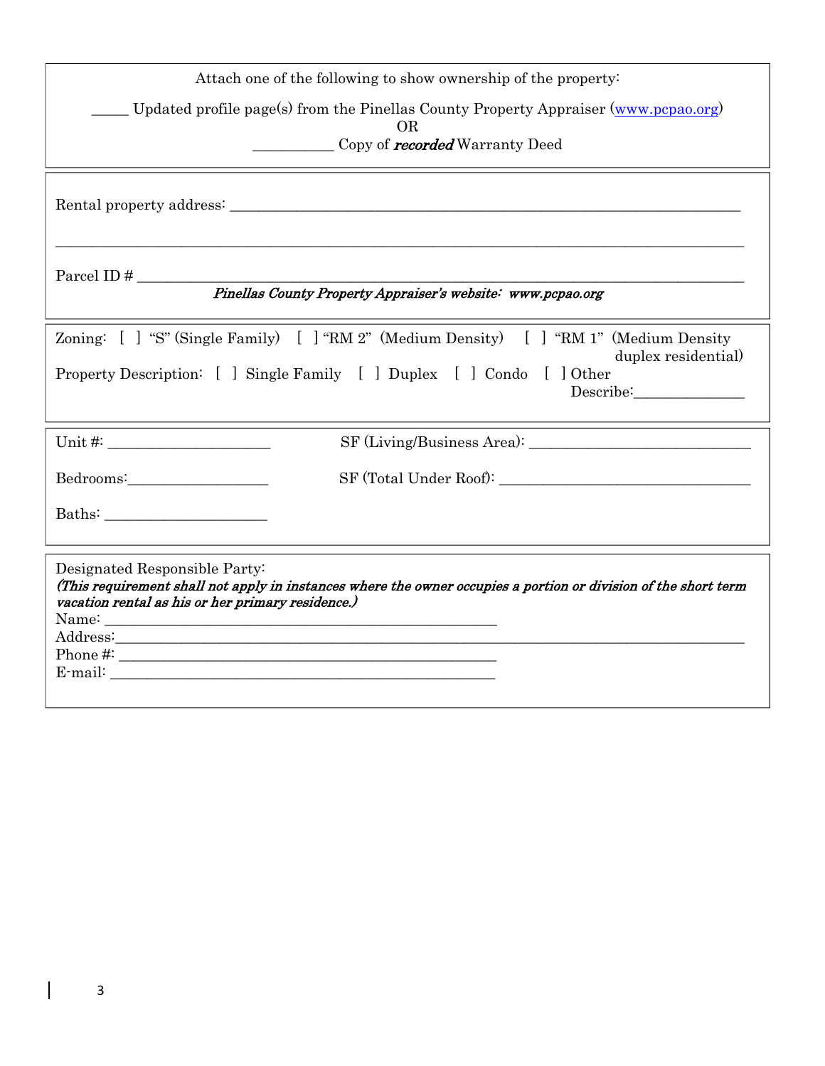Attach one of the following to show ownership of the property:

_____ Updated profile page(s) from the Pinellas County Property Appraiser (www.pcpao.org)

OR

__________ Copy of ***recorded*** Warranty Deed

---

Rental property address: ______________________________________________________________________

______________________________________________________________________________________

Parcel ID # ____________________________________________________________________________

***Pinellas County Property Appraiser's website: www.pcpao.org***

---

Zoning: [ ] "S" (Single Family) [ ] "RM 2" (Medium Density) [ ] "RM 1" (Medium Density duplex residential)

Property Description: [ ] Single Family [ ] Duplex [ ] Condo [ ] Other Describe:______________

---

Unit #: ____________________ SF (Living/Business Area): ____________________________

Bedrooms:_________________ SF (Total Under Roof): _______________________________

Baths: ____________________

---

Designated Responsible Party:

***(This requirement shall not apply in instances where the owner occupies a portion or division of the short term vacation rental as his or her primary residence.)***

Name: ________________________________________________

Address:______________________________________________________________________________

Phone #: _______________________________________________

E-mail: ________________________________________________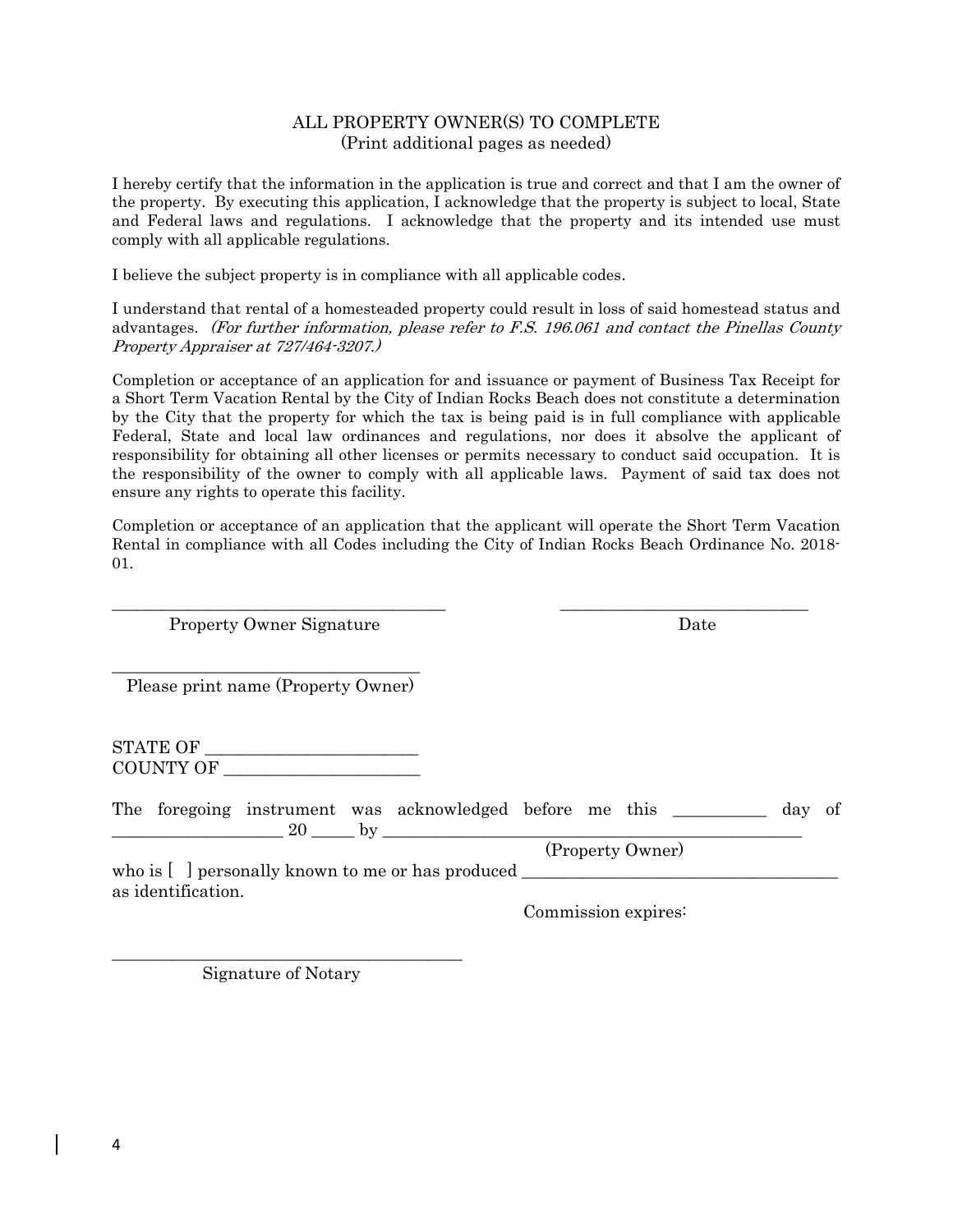## ALL PROPERTY OWNER(S) TO COMPLETE
(Print additional pages as needed)

I hereby certify that the information in the application is true and correct and that I am the owner of the property. By executing this application, I acknowledge that the property is subject to local, State and Federal laws and regulations. I acknowledge that the property and its intended use must comply with all applicable regulations.

I believe the subject property is in compliance with all applicable codes.

I understand that rental of a homesteaded property could result in loss of said homestead status and advantages. *(For further information, please refer to F.S. 196.061 and contact the Pinellas County Property Appraiser at 727/464-3207.)*

Completion or acceptance of an application for and issuance or payment of Business Tax Receipt for a Short Term Vacation Rental by the City of Indian Rocks Beach does not constitute a determination by the City that the property for which the tax is being paid is in full compliance with applicable Federal, State and local law ordinances and regulations, nor does it absolve the applicant of responsibility for obtaining all other licenses or permits necessary to conduct said occupation. It is the responsibility of the owner to comply with all applicable laws. Payment of said tax does not ensure any rights to operate this facility.

Completion or acceptance of an application that the applicant will operate the Short Term Vacation Rental in compliance with all Codes including the City of Indian Rocks Beach Ordinance No. 2018-01.

_______________________________________ _____________________________

Property Owner Signature Date

____________________________________

Please print name (Property Owner)

STATE OF _________________________

COUNTY OF _______________________

The foregoing instrument was acknowledged before me this ___________ day of ____________________ 20 _____ by ___________________________________________________

(Property Owner)

who is [ ] personally known to me or has produced _____________________________________ as identification.

Commission expires:

__________________________________________

Signature of Notary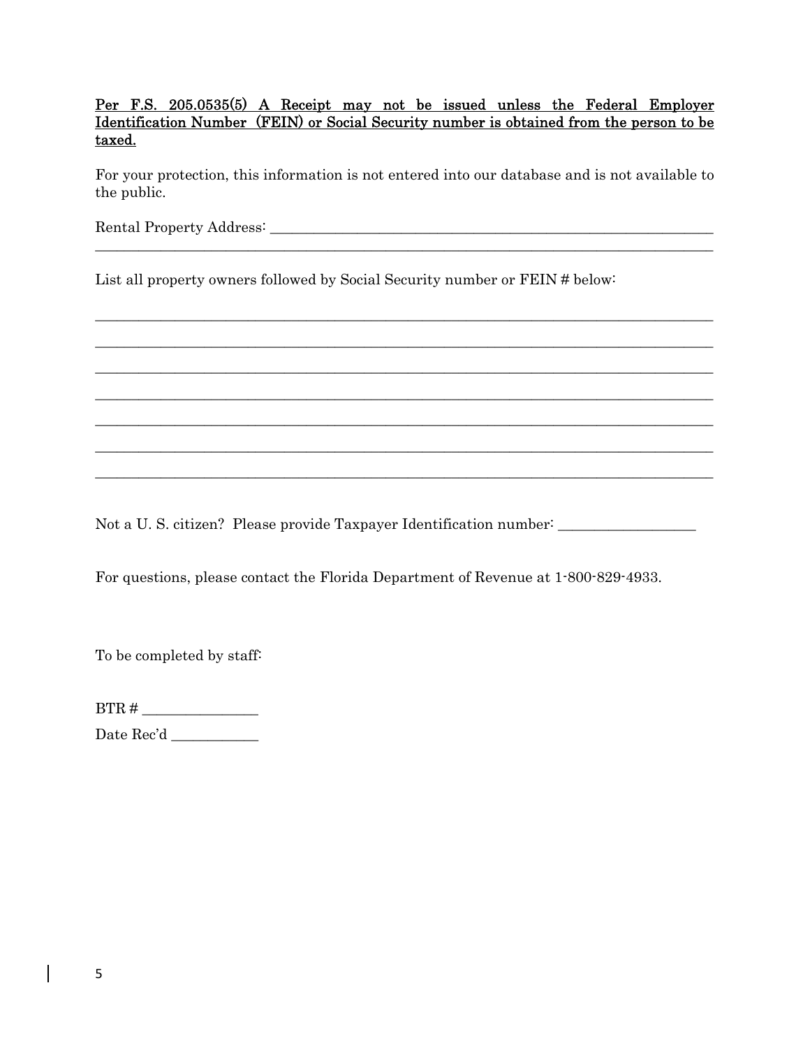<u>**Per F.S. 205.0535(5) A Receipt may not be issued unless the Federal Employer Identification Number (FEIN) or Social Security number is obtained from the person to be taxed.**</u>

For your protection, this information is not entered into our database and is not available to the public.

Rental Property Address: ___________________________________________________________
_______________________________________________________________________________

List all property owners followed by Social Security number or FEIN # below:

_______________________________________________________________________________
_______________________________________________________________________________
_______________________________________________________________________________
_______________________________________________________________________________
_______________________________________________________________________________
_______________________________________________________________________________
_______________________________________________________________________________

Not a U. S. citizen? Please provide Taxpayer Identification number: __________________

For questions, please contact the Florida Department of Revenue at 1-800-829-4933.

To be completed by staff:

BTR # _______________

Date Rec'd ___________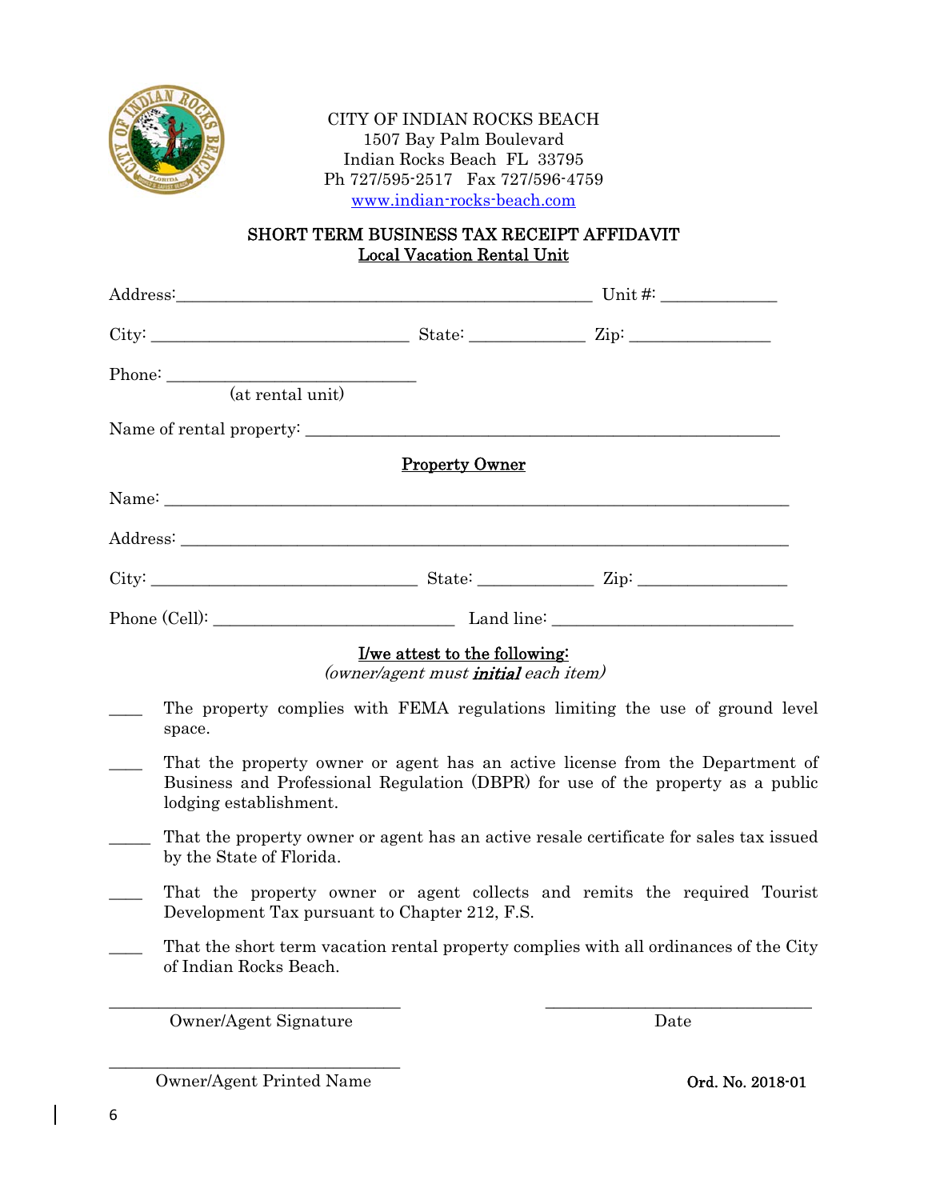CITY OF INDIAN ROCKS BEACH
1507 Bay Palm Boulevard
Indian Rocks Beach FL 33795
Ph 727/595-2517 Fax 727/596-4759
www.indian-rocks-beach.com

## SHORT TERM BUSINESS TAX RECEIPT AFFIDAVIT

**Local Vacation Rental Unit**

Address:______________________________________________ Unit #: _____________

City: _____________________________ State: _____________ Zip: ________________

Phone: ____________________________
(at rental unit)

Name of rental property: ______________________________________________________

**Property Owner**

Name: _______________________________________________________________________

Address: _____________________________________________________________________

City: ______________________________ State: _____________ Zip: _________________

Phone (Cell): ___________________________ Land line: ___________________________

**I/we attest to the following:**
*(owner/agent must* ***initial*** *each item)*

____ The property complies with FEMA regulations limiting the use of ground level space.

____ That the property owner or agent has an active license from the Department of Business and Professional Regulation (DBPR) for use of the property as a public lodging establishment.

_____ That the property owner or agent has an active resale certificate for sales tax issued by the State of Florida.

____ That the property owner or agent collects and remits the required Tourist Development Tax pursuant to Chapter 212, F.S.

____ That the short term vacation rental property complies with all ordinances of the City of Indian Rocks Beach.

_________________________________ _______________________________
Owner/Agent Signature Date

_________________________________
Owner/Agent Printed Name

**Ord. No. 2018-01**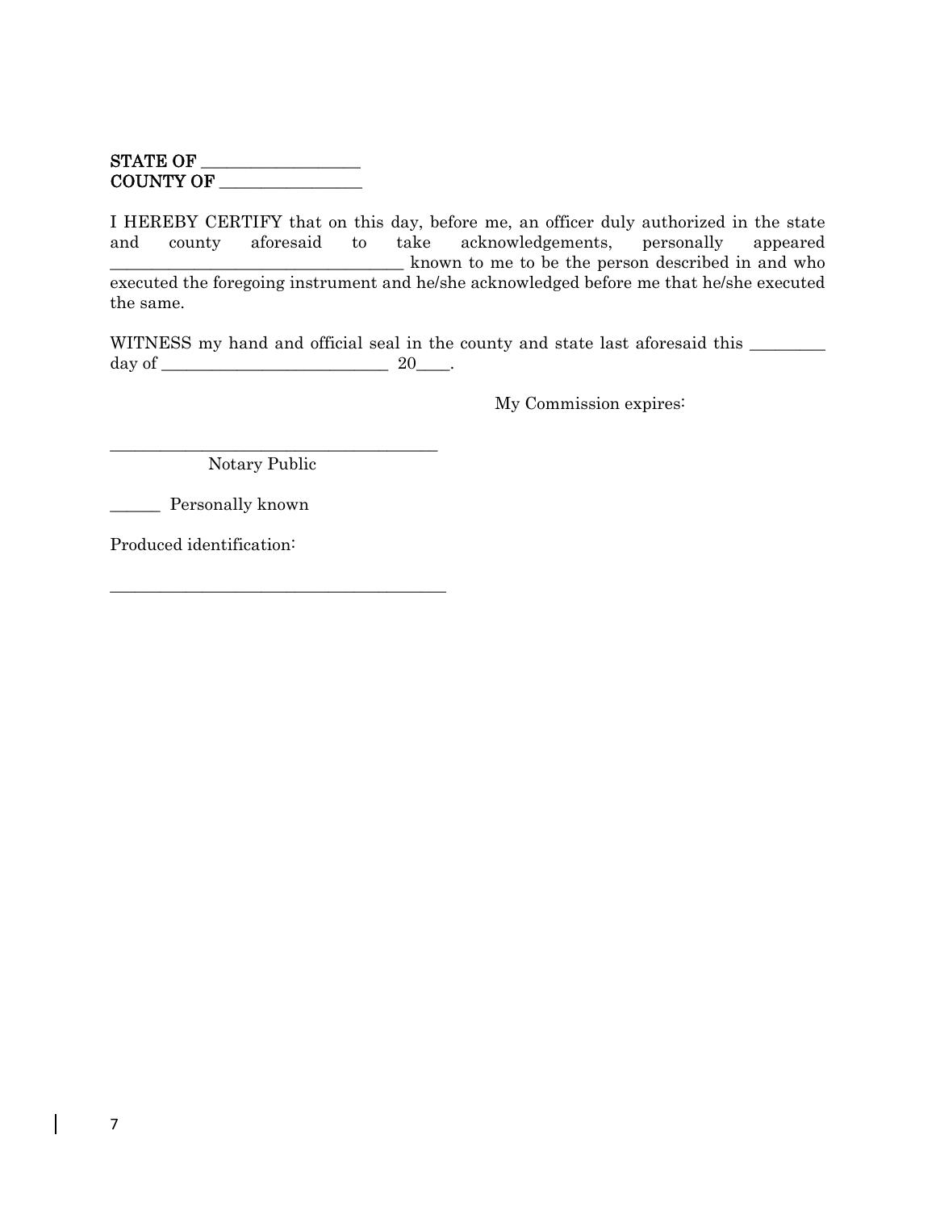**STATE OF \_\_\_\_\_\_\_\_\_\_\_\_\_\_\_\_\_\_\_**
**COUNTY OF \_\_\_\_\_\_\_\_\_\_\_\_\_\_\_\_\_**

I HEREBY CERTIFY that on this day, before me, an officer duly authorized in the state and county aforesaid to take acknowledgements, personally appeared \_\_\_\_\_\_\_\_\_\_\_\_\_\_\_\_\_\_\_\_\_\_\_\_\_\_\_\_\_\_\_\_\_\_\_ known to me to be the person described in and who executed the foregoing instrument and he/she acknowledged before me that he/she executed the same.

WITNESS my hand and official seal in the county and state last aforesaid this \_\_\_\_\_\_\_\_\_ day of \_\_\_\_\_\_\_\_\_\_\_\_\_\_\_\_\_\_\_\_\_\_\_\_\_\_\_ 20\_\_\_\_.

My Commission expires:

\_\_\_\_\_\_\_\_\_\_\_\_\_\_\_\_\_\_\_\_\_\_\_\_\_\_\_\_\_\_\_\_\_\_\_\_\_\_\_
Notary Public

\_\_\_\_\_\_ Personally known

Produced identification:

\_\_\_\_\_\_\_\_\_\_\_\_\_\_\_\_\_\_\_\_\_\_\_\_\_\_\_\_\_\_\_\_\_\_\_\_\_\_\_\_